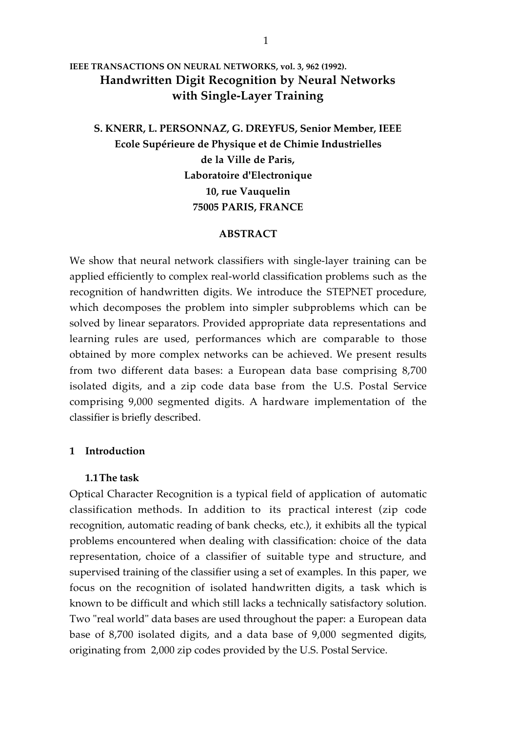**IEEE TRANSACTIONS ON NEURAL NETWORKS, vol. 3, 962 (1992).**

# Handwritten Digit Recognition by Neural Networks with Single-Layer Training

**S. KNERR, L. PERSONNAZ, G. DREYFUS, Senior Member, IEEE**
**Ecole Supérieure de Physique et de Chimie Industrielles**
**de la Ville de Paris,**
**Laboratoire d'Electronique**
**10, rue Vauquelin**
**75005 PARIS, FRANCE**

## ABSTRACT

We show that neural network classifiers with single-layer training can be applied efficiently to complex real-world classification problems such as the recognition of handwritten digits. We introduce the STEPNET procedure, which decomposes the problem into simpler subproblems which can be solved by linear separators. Provided appropriate data representations and learning rules are used, performances which are comparable to those obtained by more complex networks can be achieved. We present results from two different data bases: a European data base comprising 8,700 isolated digits, and a zip code data base from the U.S. Postal Service comprising 9,000 segmented digits. A hardware implementation of the classifier is briefly described.

## 1 Introduction

### 1.1 The task

Optical Character Recognition is a typical field of application of automatic classification methods. In addition to its practical interest (zip code recognition, automatic reading of bank checks, etc.), it exhibits all the typical problems encountered when dealing with classification: choice of the data representation, choice of a classifier of suitable type and structure, and supervised training of the classifier using a set of examples. In this paper, we focus on the recognition of isolated handwritten digits, a task which is known to be difficult and which still lacks a technically satisfactory solution. Two "real world" data bases are used throughout the paper: a European data base of 8,700 isolated digits, and a data base of 9,000 segmented digits, originating from 2,000 zip codes provided by the U.S. Postal Service.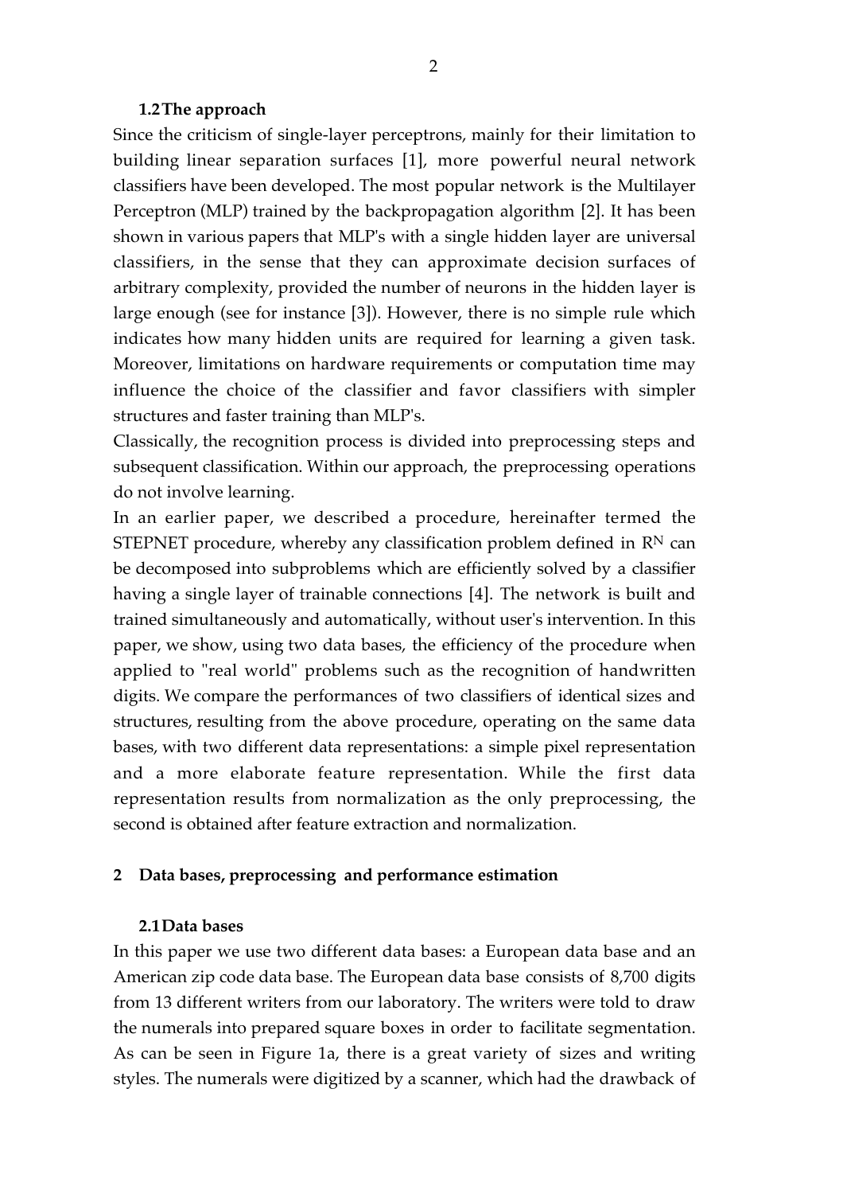### 1.2 The approach

Since the criticism of single-layer perceptrons, mainly for their limitation to building linear separation surfaces [1], more powerful neural network classifiers have been developed. The most popular network is the Multilayer Perceptron (MLP) trained by the backpropagation algorithm [2]. It has been shown in various papers that MLP's with a single hidden layer are universal classifiers, in the sense that they can approximate decision surfaces of arbitrary complexity, provided the number of neurons in the hidden layer is large enough (see for instance [3]). However, there is no simple rule which indicates how many hidden units are required for learning a given task. Moreover, limitations on hardware requirements or computation time may influence the choice of the classifier and favor classifiers with simpler structures and faster training than MLP's.

Classically, the recognition process is divided into preprocessing steps and subsequent classification. Within our approach, the preprocessing operations do not involve learning.

In an earlier paper, we described a procedure, hereinafter termed the STEPNET procedure, whereby any classification problem defined in $R^N$ can be decomposed into subproblems which are efficiently solved by a classifier having a single layer of trainable connections [4]. The network is built and trained simultaneously and automatically, without user's intervention. In this paper, we show, using two data bases, the efficiency of the procedure when applied to "real world" problems such as the recognition of handwritten digits. We compare the performances of two classifiers of identical sizes and structures, resulting from the above procedure, operating on the same data bases, with two different data representations: a simple pixel representation and a more elaborate feature representation. While the first data representation results from normalization as the only preprocessing, the second is obtained after feature extraction and normalization.

## 2 Data bases, preprocessing and performance estimation

### 2.1 Data bases

In this paper we use two different data bases: a European data base and an American zip code data base. The European data base consists of 8,700 digits from 13 different writers from our laboratory. The writers were told to draw the numerals into prepared square boxes in order to facilitate segmentation. As can be seen in Figure 1a, there is a great variety of sizes and writing styles. The numerals were digitized by a scanner, which had the drawback of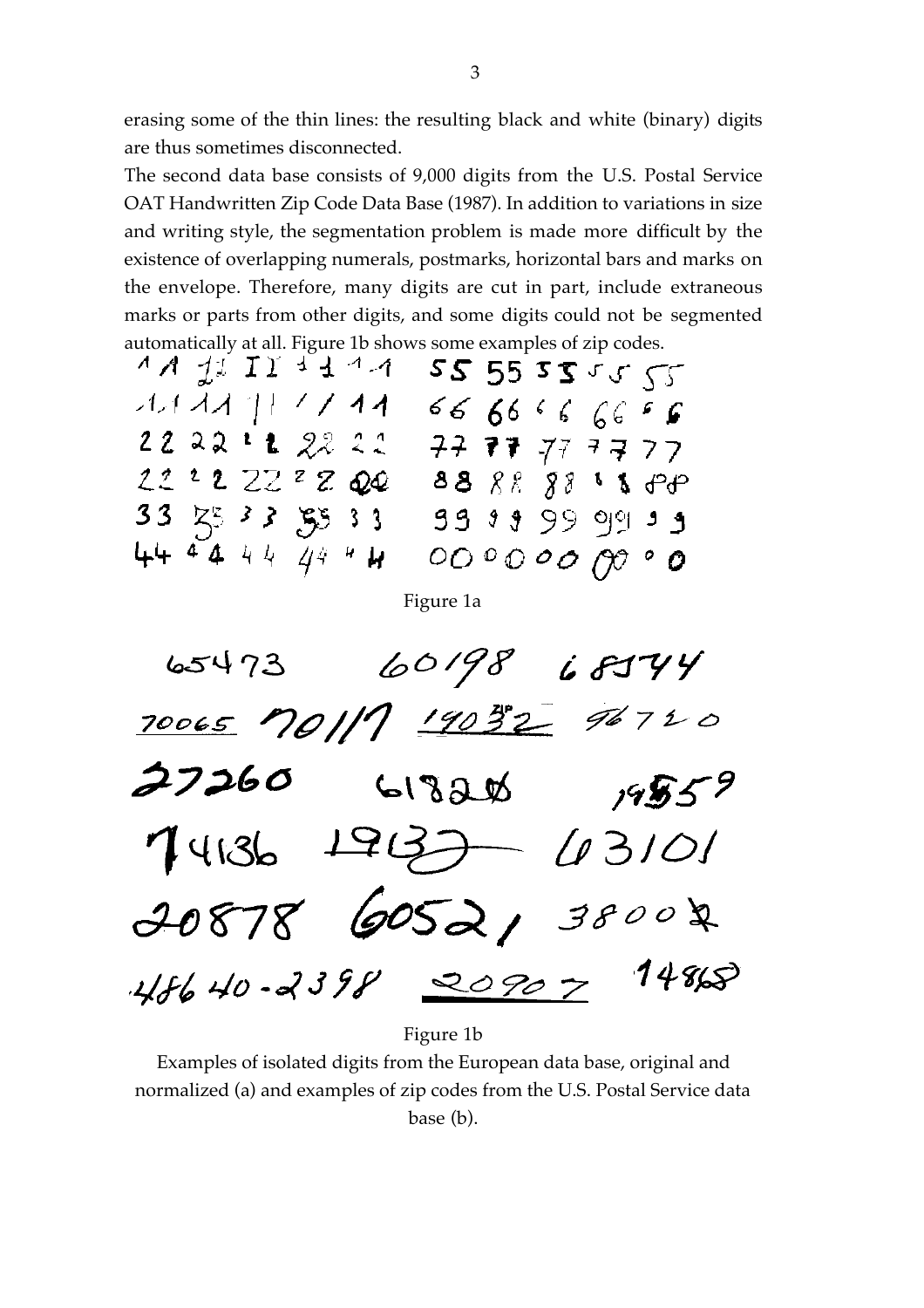erasing some of the thin lines: the resulting black and white (binary) digits are thus sometimes disconnected.

The second data base consists of 9,000 digits from the U.S. Postal Service OAT Handwritten Zip Code Data Base (1987). In addition to variations in size and writing style, the segmentation problem is made more difficult by the existence of overlapping numerals, postmarks, horizontal bars and marks on the envelope. Therefore, many digits are cut in part, include extraneous marks or parts from other digits, and some digits could not be segmented automatically at all. Figure 1b shows some examples of zip codes.

Figure 1a

Figure 1b

Examples of isolated digits from the European data base, original and normalized (a) and examples of zip codes from the U.S. Postal Service data base (b).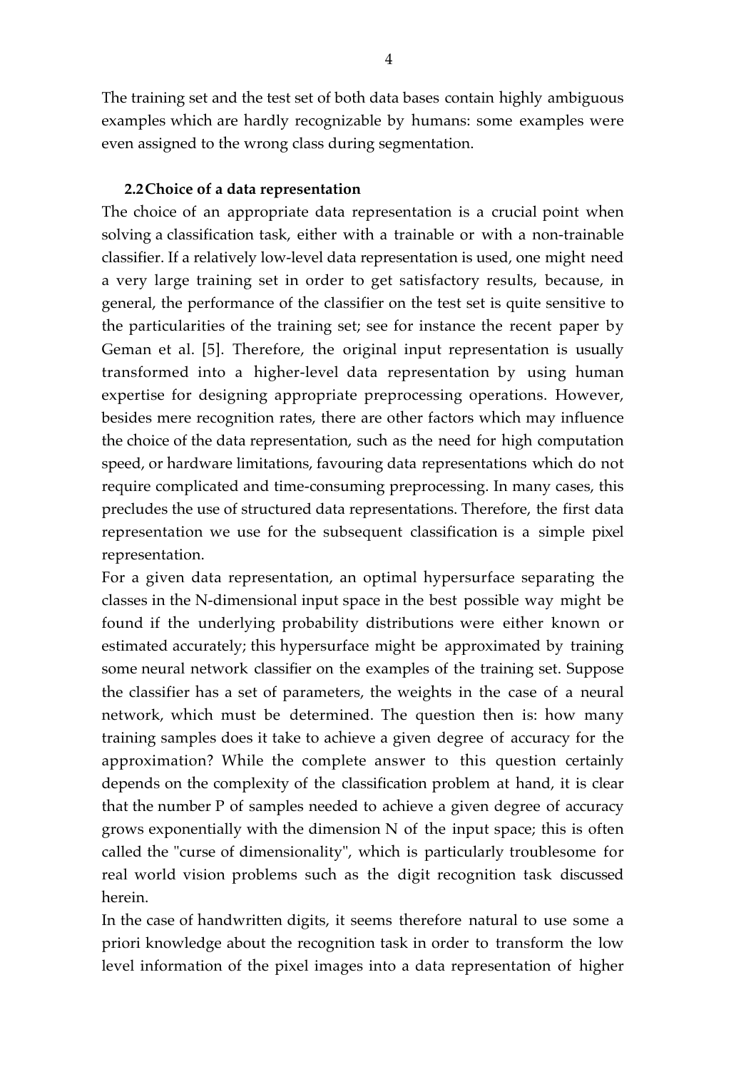The training set and the test set of both data bases contain highly ambiguous examples which are hardly recognizable by humans: some examples were even assigned to the wrong class during segmentation.

### 2.2 Choice of a data representation

The choice of an appropriate data representation is a crucial point when solving a classification task, either with a trainable or with a non-trainable classifier. If a relatively low-level data representation is used, one might need a very large training set in order to get satisfactory results, because, in general, the performance of the classifier on the test set is quite sensitive to the particularities of the training set; see for instance the recent paper by Geman et al. [5]. Therefore, the original input representation is usually transformed into a higher-level data representation by using human expertise for designing appropriate preprocessing operations. However, besides mere recognition rates, there are other factors which may influence the choice of the data representation, such as the need for high computation speed, or hardware limitations, favouring data representations which do not require complicated and time-consuming preprocessing. In many cases, this precludes the use of structured data representations. Therefore, the first data representation we use for the subsequent classification is a simple pixel representation.

For a given data representation, an optimal hypersurface separating the classes in the N-dimensional input space in the best possible way might be found if the underlying probability distributions were either known or estimated accurately; this hypersurface might be approximated by training some neural network classifier on the examples of the training set. Suppose the classifier has a set of parameters, the weights in the case of a neural network, which must be determined. The question then is: how many training samples does it take to achieve a given degree of accuracy for the approximation? While the complete answer to this question certainly depends on the complexity of the classification problem at hand, it is clear that the number P of samples needed to achieve a given degree of accuracy grows exponentially with the dimension N of the input space; this is often called the "curse of dimensionality", which is particularly troublesome for real world vision problems such as the digit recognition task discussed herein.

In the case of handwritten digits, it seems therefore natural to use some a priori knowledge about the recognition task in order to transform the low level information of the pixel images into a data representation of higher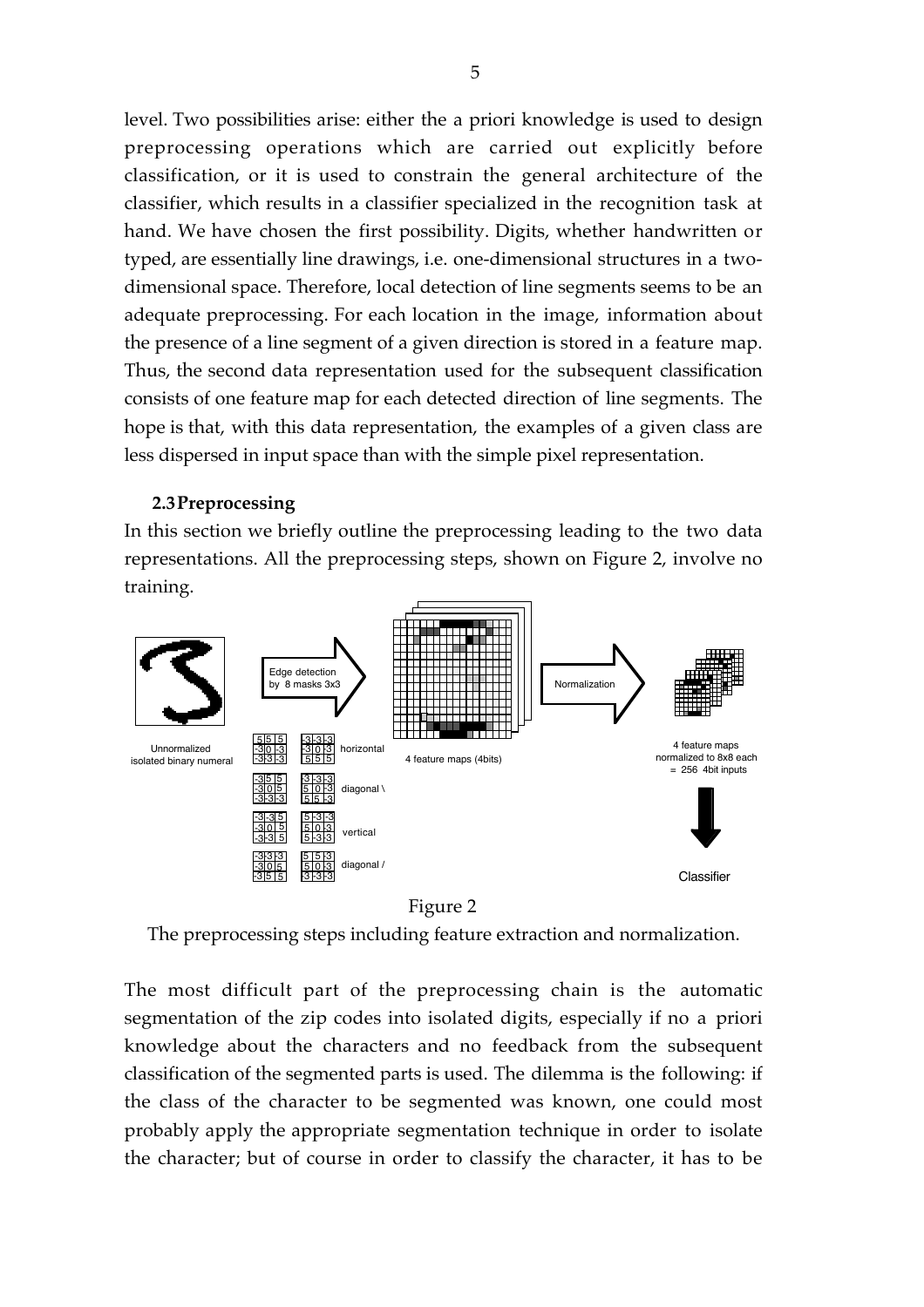level. Two possibilities arise: either the a priori knowledge is used to design preprocessing operations which are carried out explicitly before classification, or it is used to constrain the general architecture of the classifier, which results in a classifier specialized in the recognition task at hand. We have chosen the first possibility. Digits, whether handwritten or typed, are essentially line drawings, i.e. one-dimensional structures in a two-dimensional space. Therefore, local detection of line segments seems to be an adequate preprocessing. For each location in the image, information about the presence of a line segment of a given direction is stored in a feature map. Thus, the second data representation used for the subsequent classification consists of one feature map for each detected direction of line segments. The hope is that, with this data representation, the examples of a given class are less dispersed in input space than with the simple pixel representation.

### 2.3 Preprocessing

In this section we briefly outline the preprocessing leading to the two data representations. All the preprocessing steps, shown on Figure 2, involve no training.

Figure 2

The preprocessing steps including feature extraction and normalization.

The most difficult part of the preprocessing chain is the automatic segmentation of the zip codes into isolated digits, especially if no a priori knowledge about the characters and no feedback from the subsequent classification of the segmented parts is used. The dilemma is the following: if the class of the character to be segmented was known, one could most probably apply the appropriate segmentation technique in order to isolate the character; but of course in order to classify the character, it has to be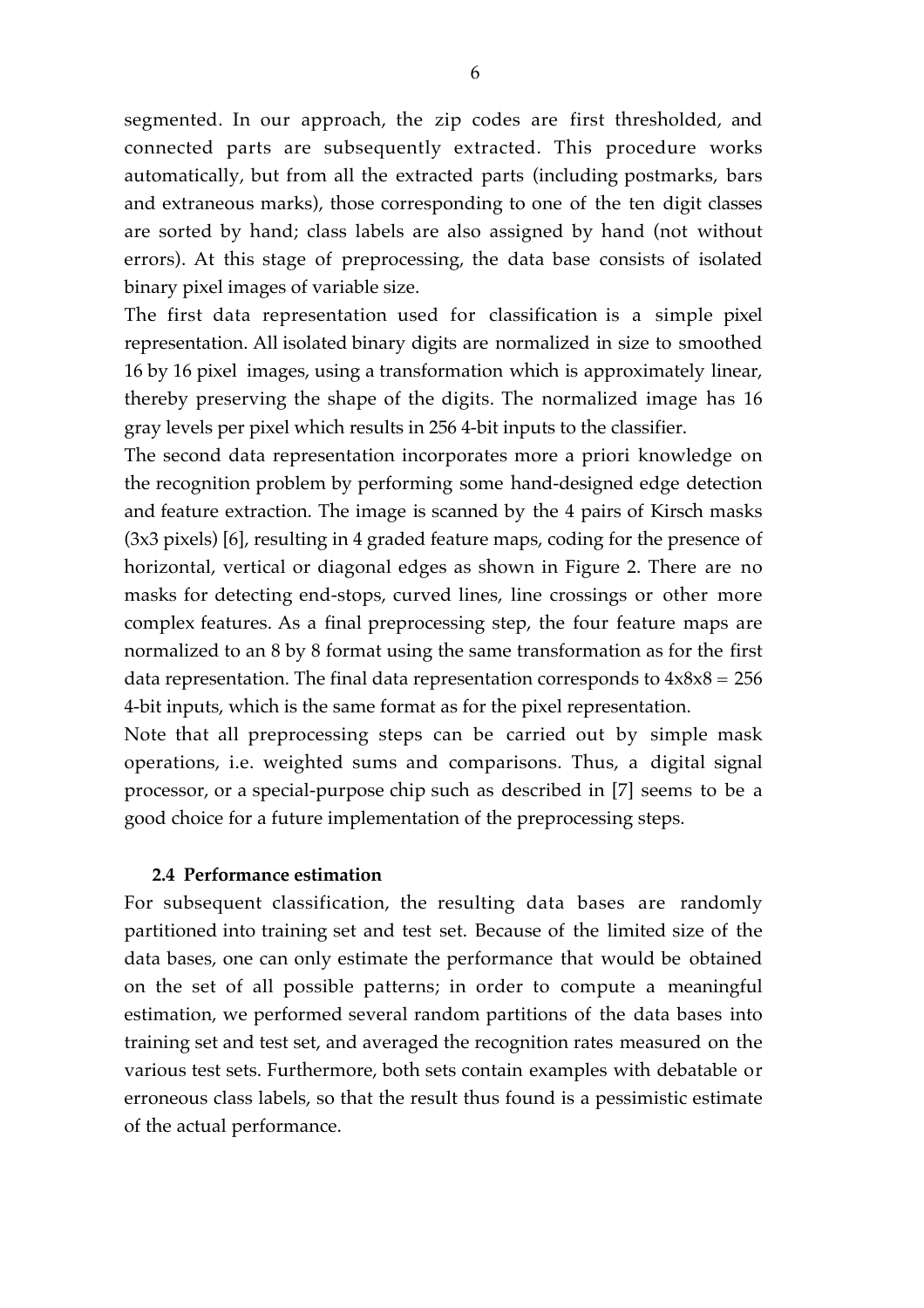segmented. In our approach, the zip codes are first thresholded, and connected parts are subsequently extracted. This procedure works automatically, but from all the extracted parts (including postmarks, bars and extraneous marks), those corresponding to one of the ten digit classes are sorted by hand; class labels are also assigned by hand (not without errors). At this stage of preprocessing, the data base consists of isolated binary pixel images of variable size.

The first data representation used for classification is a simple pixel representation. All isolated binary digits are normalized in size to smoothed 16 by 16 pixel images, using a transformation which is approximately linear, thereby preserving the shape of the digits. The normalized image has 16 gray levels per pixel which results in 256 4-bit inputs to the classifier.

The second data representation incorporates more a priori knowledge on the recognition problem by performing some hand-designed edge detection and feature extraction. The image is scanned by the 4 pairs of Kirsch masks (3x3 pixels) [6], resulting in 4 graded feature maps, coding for the presence of horizontal, vertical or diagonal edges as shown in Figure 2. There are no masks for detecting end-stops, curved lines, line crossings or other more complex features. As a final preprocessing step, the four feature maps are normalized to an 8 by 8 format using the same transformation as for the first data representation. The final data representation corresponds to $4 \times 8 \times 8 = 256$ 4-bit inputs, which is the same format as for the pixel representation.

Note that all preprocessing steps can be carried out by simple mask operations, i.e. weighted sums and comparisons. Thus, a digital signal processor, or a special-purpose chip such as described in [7] seems to be a good choice for a future implementation of the preprocessing steps.

### 2.4 Performance estimation

For subsequent classification, the resulting data bases are randomly partitioned into training set and test set. Because of the limited size of the data bases, one can only estimate the performance that would be obtained on the set of all possible patterns; in order to compute a meaningful estimation, we performed several random partitions of the data bases into training set and test set, and averaged the recognition rates measured on the various test sets. Furthermore, both sets contain examples with debatable or erroneous class labels, so that the result thus found is a pessimistic estimate of the actual performance.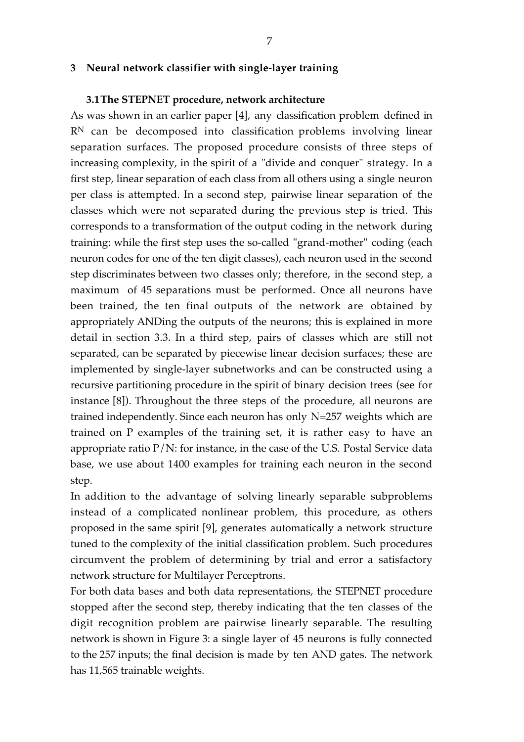## 3 Neural network classifier with single-layer training

### 3.1 The STEPNET procedure, network architecture

As was shown in an earlier paper [4], any classification problem defined in $R^N$ can be decomposed into classification problems involving linear separation surfaces. The proposed procedure consists of three steps of increasing complexity, in the spirit of a "divide and conquer" strategy. In a first step, linear separation of each class from all others using a single neuron per class is attempted. In a second step, pairwise linear separation of the classes which were not separated during the previous step is tried. This corresponds to a transformation of the output coding in the network during training: while the first step uses the so-called "grand-mother" coding (each neuron codes for one of the ten digit classes), each neuron used in the second step discriminates between two classes only; therefore, in the second step, a maximum of 45 separations must be performed. Once all neurons have been trained, the ten final outputs of the network are obtained by appropriately ANDing the outputs of the neurons; this is explained in more detail in section 3.3. In a third step, pairs of classes which are still not separated, can be separated by piecewise linear decision surfaces; these are implemented by single-layer subnetworks and can be constructed using a recursive partitioning procedure in the spirit of binary decision trees (see for instance [8]). Throughout the three steps of the procedure, all neurons are trained independently. Since each neuron has only N=257 weights which are trained on P examples of the training set, it is rather easy to have an appropriate ratio P/N: for instance, in the case of the U.S. Postal Service data base, we use about 1400 examples for training each neuron in the second step.

In addition to the advantage of solving linearly separable subproblems instead of a complicated nonlinear problem, this procedure, as others proposed in the same spirit [9], generates automatically a network structure tuned to the complexity of the initial classification problem. Such procedures circumvent the problem of determining by trial and error a satisfactory network structure for Multilayer Perceptrons.

For both data bases and both data representations, the STEPNET procedure stopped after the second step, thereby indicating that the ten classes of the digit recognition problem are pairwise linearly separable. The resulting network is shown in Figure 3: a single layer of 45 neurons is fully connected to the 257 inputs; the final decision is made by ten AND gates. The network has 11,565 trainable weights.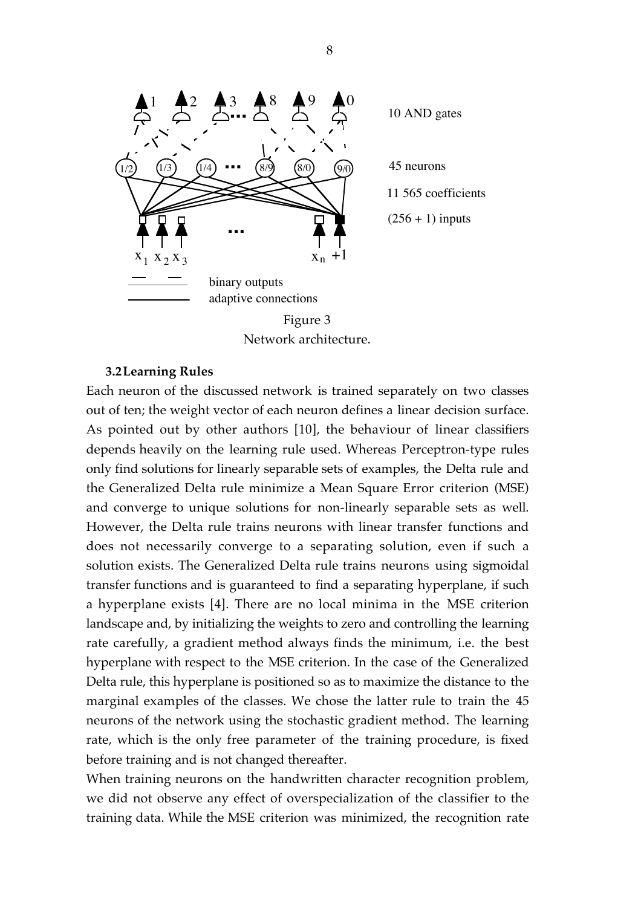10 AND gates

45 neurons

11 565 coefficients

(256 + 1) inputs

binary outputs

adaptive connections

Figure 3
Network architecture.

### 3.2 Learning Rules

Each neuron of the discussed network is trained separately on two classes out of ten; the weight vector of each neuron defines a linear decision surface. As pointed out by other authors [10], the behaviour of linear classifiers depends heavily on the learning rule used. Whereas Perceptron-type rules only find solutions for linearly separable sets of examples, the Delta rule and the Generalized Delta rule minimize a Mean Square Error criterion (MSE) and converge to unique solutions for non-linearly separable sets as well. However, the Delta rule trains neurons with linear transfer functions and does not necessarily converge to a separating solution, even if such a solution exists. The Generalized Delta rule trains neurons using sigmoidal transfer functions and is guaranteed to find a separating hyperplane, if such a hyperplane exists [4]. There are no local minima in the MSE criterion landscape and, by initializing the weights to zero and controlling the learning rate carefully, a gradient method always finds the minimum, i.e. the best hyperplane with respect to the MSE criterion. In the case of the Generalized Delta rule, this hyperplane is positioned so as to maximize the distance to the marginal examples of the classes. We chose the latter rule to train the 45 neurons of the network using the stochastic gradient method. The learning rate, which is the only free parameter of the training procedure, is fixed before training and is not changed thereafter.

When training neurons on the handwritten character recognition problem, we did not observe any effect of overspecialization of the classifier to the training data. While the MSE criterion was minimized, the recognition rate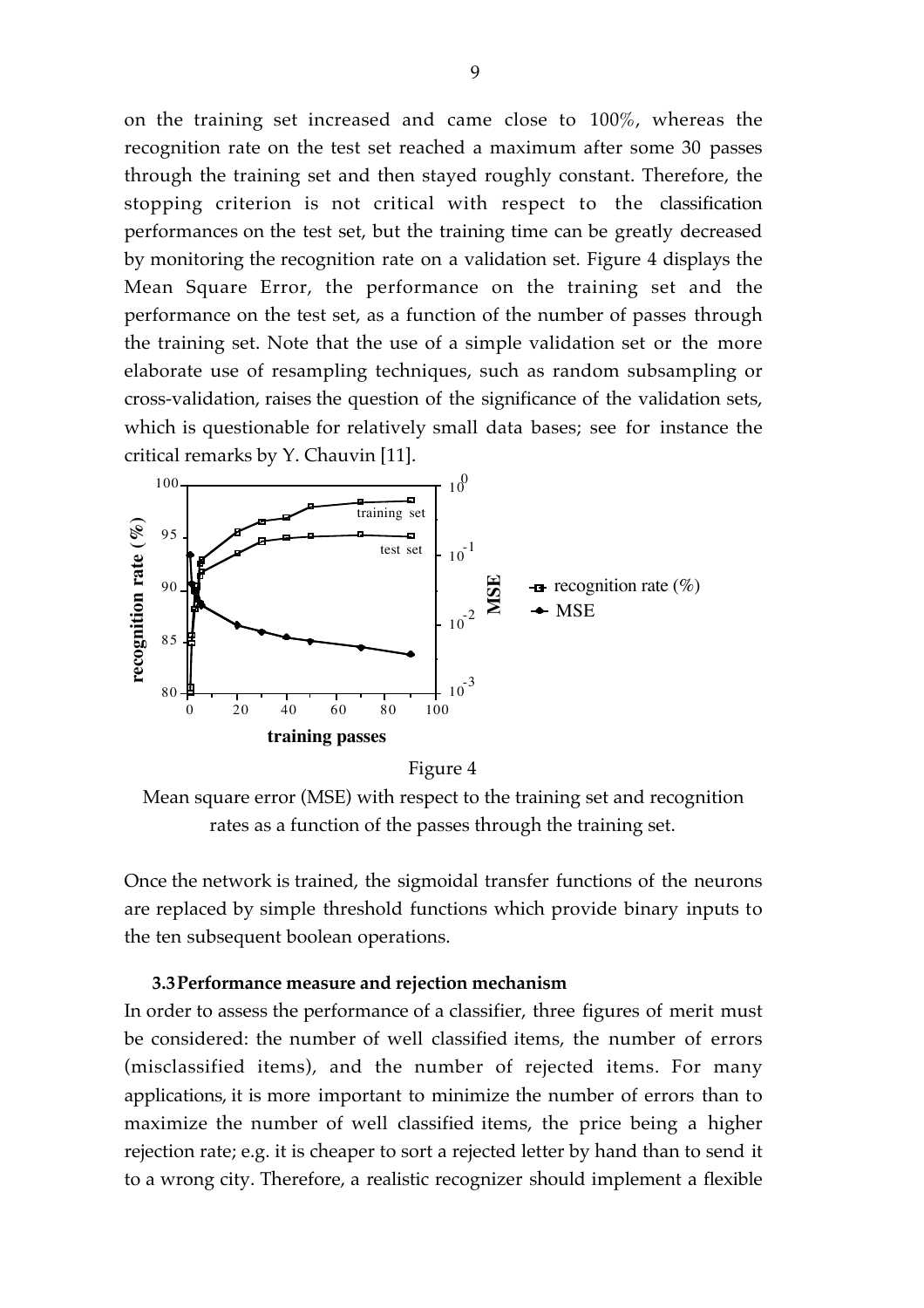on the training set increased and came close to 100%, whereas the recognition rate on the test set reached a maximum after some 30 passes through the training set and then stayed roughly constant. Therefore, the stopping criterion is not critical with respect to the classification performances on the test set, but the training time can be greatly decreased by monitoring the recognition rate on a validation set. Figure 4 displays the Mean Square Error, the performance on the training set and the performance on the test set, as a function of the number of passes through the training set. Note that the use of a simple validation set or the more elaborate use of resampling techniques, such as random subsampling or cross-validation, raises the question of the significance of the validation sets, which is questionable for relatively small data bases; see for instance the critical remarks by Y. Chauvin [11].

Figure 4

Mean square error (MSE) with respect to the training set and recognition rates as a function of the passes through the training set.

Once the network is trained, the sigmoidal transfer functions of the neurons are replaced by simple threshold functions which provide binary inputs to the ten subsequent boolean operations.

### 3.3 Performance measure and rejection mechanism

In order to assess the performance of a classifier, three figures of merit must be considered: the number of well classified items, the number of errors (misclassified items), and the number of rejected items. For many applications, it is more important to minimize the number of errors than to maximize the number of well classified items, the price being a higher rejection rate; e.g. it is cheaper to sort a rejected letter by hand than to send it to a wrong city. Therefore, a realistic recognizer should implement a flexible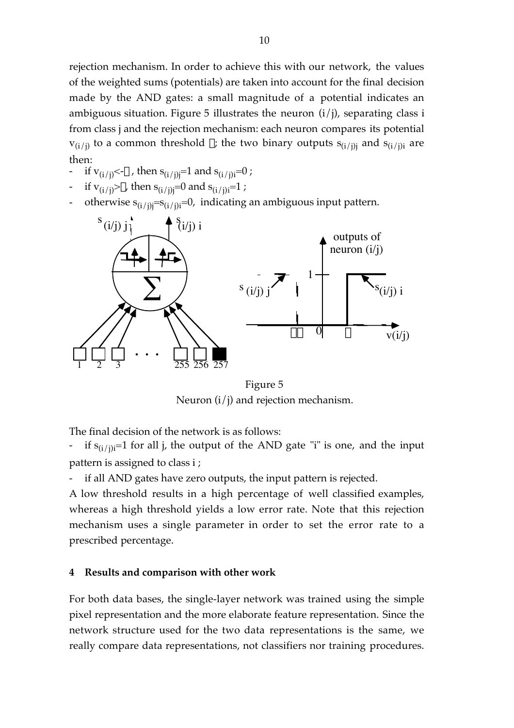rejection mechanism. In order to achieve this with our network, the values of the weighted sums (potentials) are taken into account for the final decision made by the AND gates: a small magnitude of a potential indicates an ambiguous situation. Figure 5 illustrates the neuron (i/j), separating class i from class j and the rejection mechanism: each neuron compares its potential $v_{(i/j)}$ to a common threshold $\theta$; the two binary outputs $s_{(i/j)j}$ and $s_{(i/j)i}$ are then:

- if $v_{(i/j)} < -\theta$, then $s_{(i/j)j}=1$ and $s_{(i/j)i}=0$ ;
- if $v_{(i/j)} > \theta$, then $s_{(i/j)j}=0$ and $s_{(i/j)i}=1$ ;
- otherwise $s_{(i/j)j}=s_{(i/j)i}=0$, indicating an ambiguous input pattern.

Figure 5
Neuron (i/j) and rejection mechanism.

The final decision of the network is as follows:

- if $s_{(i/j)i}=1$ for all j, the output of the AND gate "i" is one, and the input pattern is assigned to class i ;
- if all AND gates have zero outputs, the input pattern is rejected.

A low threshold results in a high percentage of well classified examples, whereas a high threshold yields a low error rate. Note that this rejection mechanism uses a single parameter in order to set the error rate to a prescribed percentage.

#### 4 Results and comparison with other work

For both data bases, the single-layer network was trained using the simple pixel representation and the more elaborate feature representation. Since the network structure used for the two data representations is the same, we really compare data representations, not classifiers nor training procedures.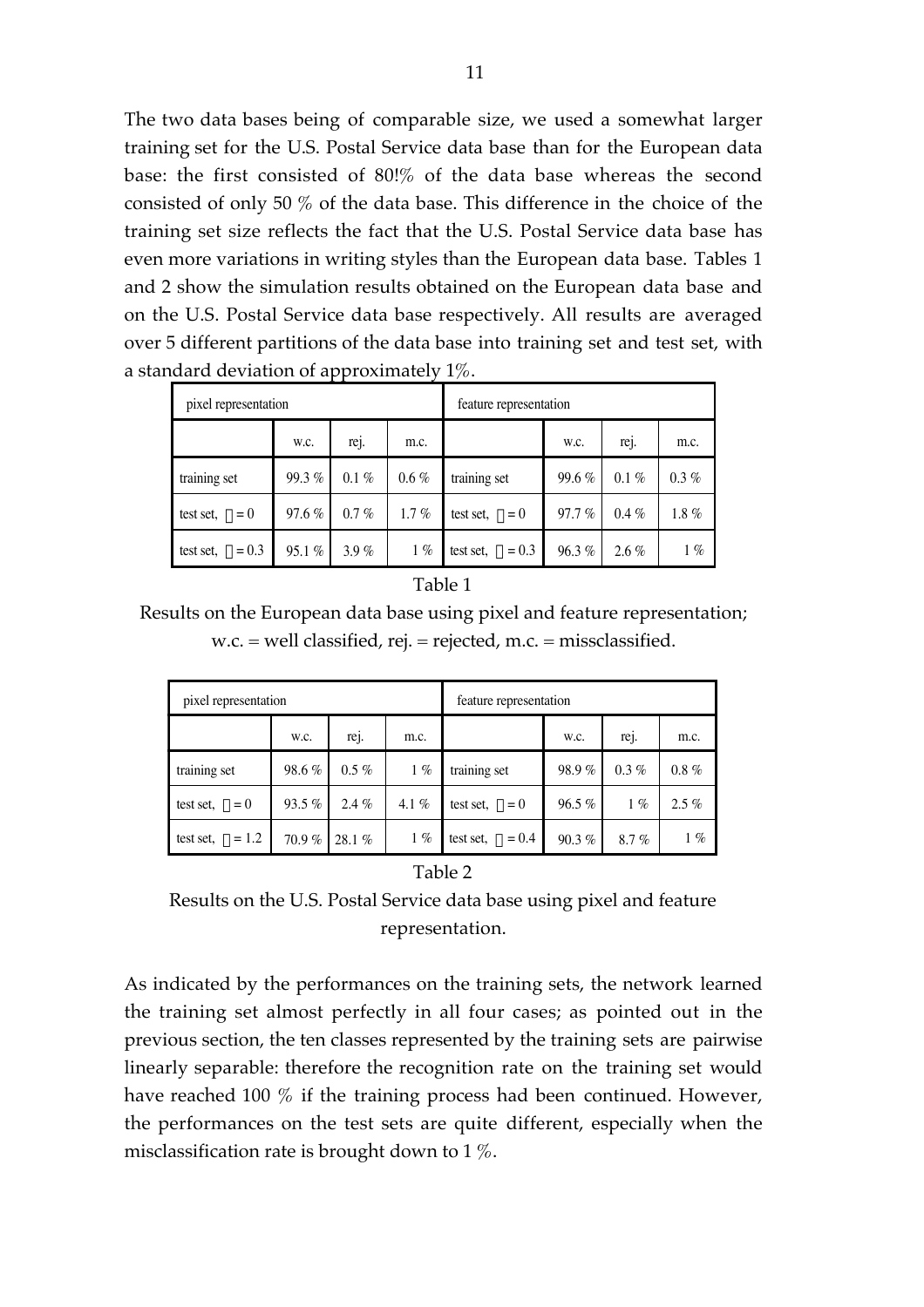The two data bases being of comparable size, we used a somewhat larger training set for the U.S. Postal Service data base than for the European data base: the first consisted of 80!% of the data base whereas the second consisted of only 50 % of the data base. This difference in the choice of the training set size reflects the fact that the U.S. Postal Service data base has even more variations in writing styles than the European data base. Tables 1 and 2 show the simulation results obtained on the European data base and on the U.S. Postal Service data base respectively. All results are averaged over 5 different partitions of the data base into training set and test set, with a standard deviation of approximately 1%.

| pixel representation | | | | feature representation | | | |
|---|---|---|---|---|---|---|---|
| | w.c. | rej. | m.c. | | w.c. | rej. | m.c. |
| training set | 99.3 % | 0.1 % | 0.6 % | training set | 99.6 % | 0.1 % | 0.3 % |
| test set, $\theta = 0$ | 97.6 % | 0.7 % | 1.7 % | test set, $\theta = 0$ | 97.7 % | 0.4 % | 1.8 % |
| test set, $\theta = 0.3$ | 95.1 % | 3.9 % | 1 % | test set, $\theta = 0.3$ | 96.3 % | 2.6 % | 1 % |

Table 1

Results on the European data base using pixel and feature representation; w.c. = well classified, rej. = rejected, m.c. = missclassified.

| pixel representation | | | | feature representation | | | |
|---|---|---|---|---|---|---|---|
| | w.c. | rej. | m.c. | | w.c. | rej. | m.c. |
| training set | 98.6 % | 0.5 % | 1 % | training set | 98.9 % | 0.3 % | 0.8 % |
| test set, $\theta = 0$ | 93.5 % | 2.4 % | 4.1 % | test set, $\theta = 0$ | 96.5 % | 1 % | 2.5 % |
| test set, $\theta = 1.2$ | 70.9 % | 28.1 % | 1 % | test set, $\theta = 0.4$ | 90.3 % | 8.7 % | 1 % |

Table 2

Results on the U.S. Postal Service data base using pixel and feature representation.

As indicated by the performances on the training sets, the network learned the training set almost perfectly in all four cases; as pointed out in the previous section, the ten classes represented by the training sets are pairwise linearly separable: therefore the recognition rate on the training set would have reached 100 % if the training process had been continued. However, the performances on the test sets are quite different, especially when the misclassification rate is brought down to 1 %.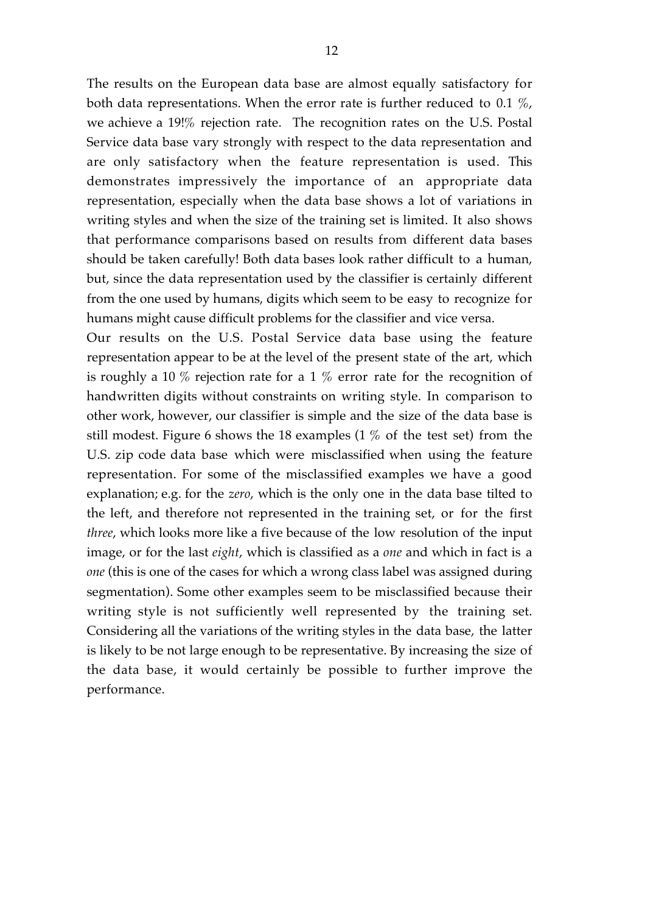The results on the European data base are almost equally satisfactory for both data representations. When the error rate is further reduced to 0.1 %, we achieve a 19!% rejection rate. The recognition rates on the U.S. Postal Service data base vary strongly with respect to the data representation and are only satisfactory when the feature representation is used. This demonstrates impressively the importance of an appropriate data representation, especially when the data base shows a lot of variations in writing styles and when the size of the training set is limited. It also shows that performance comparisons based on results from different data bases should be taken carefully! Both data bases look rather difficult to a human, but, since the data representation used by the classifier is certainly different from the one used by humans, digits which seem to be easy to recognize for humans might cause difficult problems for the classifier and vice versa.

Our results on the U.S. Postal Service data base using the feature representation appear to be at the level of the present state of the art, which is roughly a 10 % rejection rate for a 1 % error rate for the recognition of handwritten digits without constraints on writing style. In comparison to other work, however, our classifier is simple and the size of the data base is still modest. Figure 6 shows the 18 examples (1 % of the test set) from the U.S. zip code data base which were misclassified when using the feature representation. For some of the misclassified examples we have a good explanation; e.g. for the *zero*, which is the only one in the data base tilted to the left, and therefore not represented in the training set, or for the first *three*, which looks more like a five because of the low resolution of the input image, or for the last *eight*, which is classified as a *one* and which in fact is a *one* (this is one of the cases for which a wrong class label was assigned during segmentation). Some other examples seem to be misclassified because their writing style is not sufficiently well represented by the training set. Considering all the variations of the writing styles in the data base, the latter is likely to be not large enough to be representative. By increasing the size of the data base, it would certainly be possible to further improve the performance.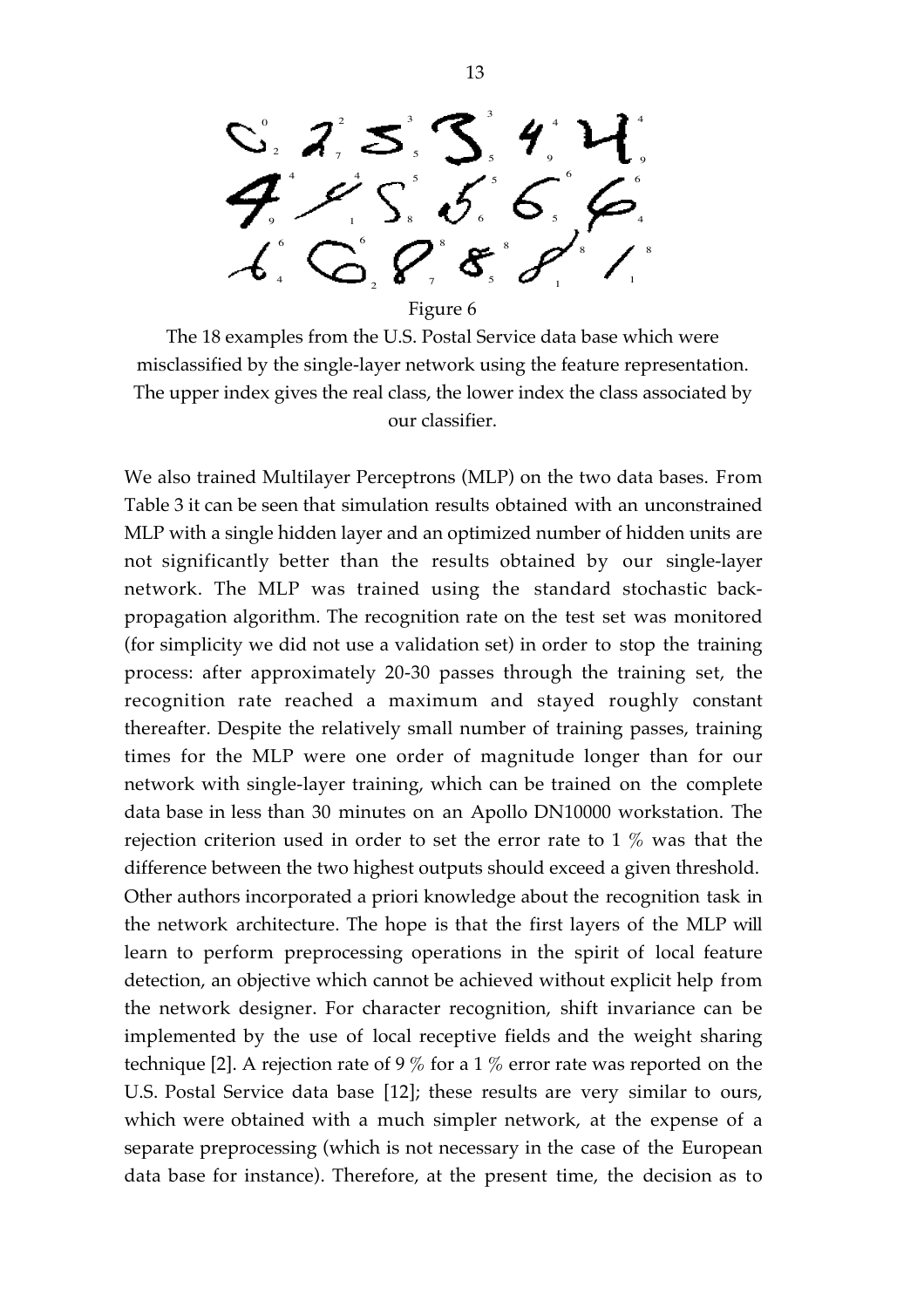Figure 6

The 18 examples from the U.S. Postal Service data base which were misclassified by the single-layer network using the feature representation. The upper index gives the real class, the lower index the class associated by our classifier.

We also trained Multilayer Perceptrons (MLP) on the two data bases. From Table 3 it can be seen that simulation results obtained with an unconstrained MLP with a single hidden layer and an optimized number of hidden units are not significantly better than the results obtained by our single-layer network. The MLP was trained using the standard stochastic back-propagation algorithm. The recognition rate on the test set was monitored (for simplicity we did not use a validation set) in order to stop the training process: after approximately 20-30 passes through the training set, the recognition rate reached a maximum and stayed roughly constant thereafter. Despite the relatively small number of training passes, training times for the MLP were one order of magnitude longer than for our network with single-layer training, which can be trained on the complete data base in less than 30 minutes on an Apollo DN10000 workstation. The rejection criterion used in order to set the error rate to 1 % was that the difference between the two highest outputs should exceed a given threshold. Other authors incorporated a priori knowledge about the recognition task in the network architecture. The hope is that the first layers of the MLP will learn to perform preprocessing operations in the spirit of local feature detection, an objective which cannot be achieved without explicit help from the network designer. For character recognition, shift invariance can be implemented by the use of local receptive fields and the weight sharing technique [2]. A rejection rate of 9 % for a 1 % error rate was reported on the U.S. Postal Service data base [12]; these results are very similar to ours, which were obtained with a much simpler network, at the expense of a separate preprocessing (which is not necessary in the case of the European data base for instance). Therefore, at the present time, the decision as to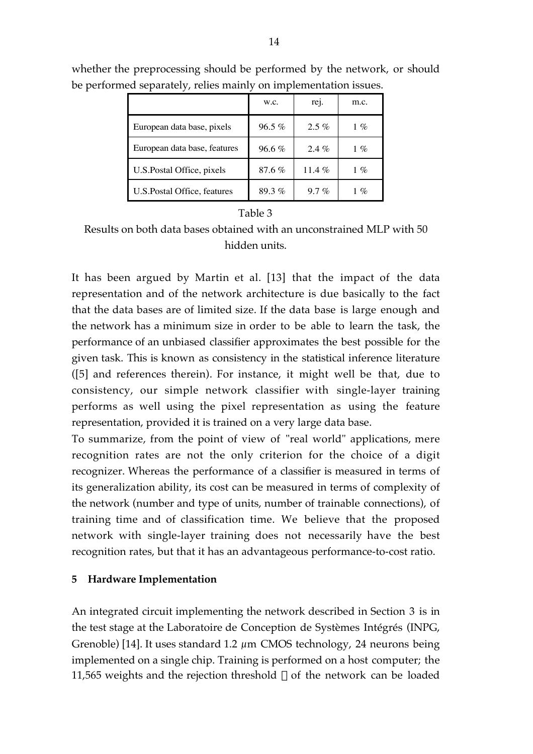whether the preprocessing should be performed by the network, or should be performed separately, relies mainly on implementation issues.

| | w.c. | rej. | m.c. |
|---|---|---|---|
| European data base, pixels | 96.5 % | 2.5 % | 1 % |
| European data base, features | 96.6 % | 2.4 % | 1 % |
| U.S.Postal Office, pixels | 87.6 % | 11.4 % | 1 % |
| U.S.Postal Office, features | 89.3 % | 9.7 % | 1 % |

Table 3

Results on both data bases obtained with an unconstrained MLP with 50 hidden units.

It has been argued by Martin et al. [13] that the impact of the data representation and of the network architecture is due basically to the fact that the data bases are of limited size. If the data base is large enough and the network has a minimum size in order to be able to learn the task, the performance of an unbiased classifier approximates the best possible for the given task. This is known as consistency in the statistical inference literature ([5] and references therein). For instance, it might well be that, due to consistency, our simple network classifier with single-layer training performs as well using the pixel representation as using the feature representation, provided it is trained on a very large data base.

To summarize, from the point of view of "real world" applications, mere recognition rates are not the only criterion for the choice of a digit recognizer. Whereas the performance of a classifier is measured in terms of its generalization ability, its cost can be measured in terms of complexity of the network (number and type of units, number of trainable connections), of training time and of classification time. We believe that the proposed network with single-layer training does not necessarily have the best recognition rates, but that it has an advantageous performance-to-cost ratio.

## 5 Hardware Implementation

An integrated circuit implementing the network described in Section 3 is in the test stage at the Laboratoire de Conception de Systèmes Intégrés (INPG, Grenoble) [14]. It uses standard 1.2 $\mu$m CMOS technology, 24 neurons being implemented on a single chip. Training is performed on a host computer; the 11,565 weights and the rejection threshold $\theta$ of the network can be loaded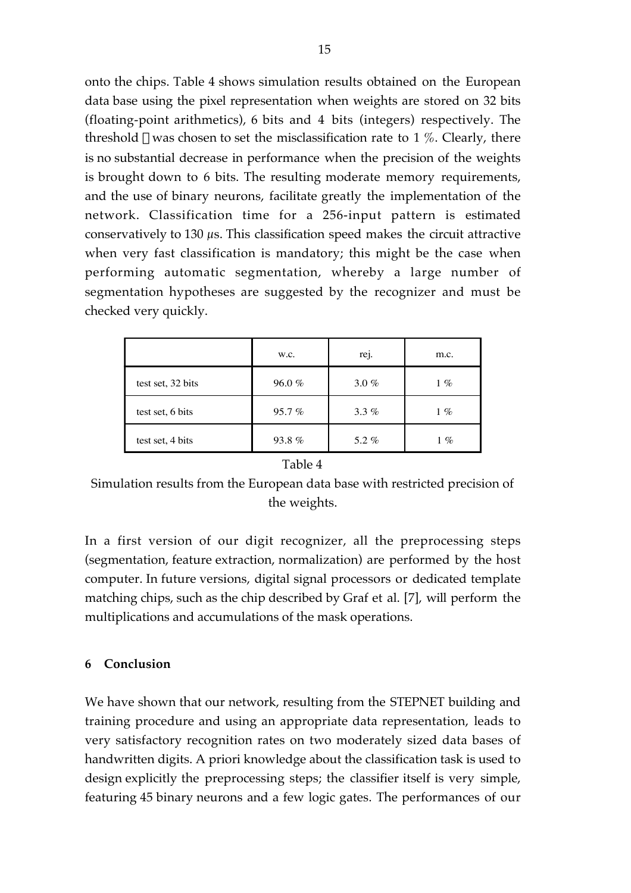onto the chips. Table 4 shows simulation results obtained on the European data base using the pixel representation when weights are stored on 32 bits (floating-point arithmetics), 6 bits and 4 bits (integers) respectively. The threshold  was chosen to set the misclassification rate to 1 %. Clearly, there is no substantial decrease in performance when the precision of the weights is brought down to 6 bits. The resulting moderate memory requirements, and the use of binary neurons, facilitate greatly the implementation of the network. Classification time for a 256-input pattern is estimated conservatively to 130 $\mu$s. This classification speed makes the circuit attractive when very fast classification is mandatory; this might be the case when performing automatic segmentation, whereby a large number of segmentation hypotheses are suggested by the recognizer and must be checked very quickly.

| | w.c. | rej. | m.c. |
|---|---|---|---|
| test set, 32 bits | 96.0 % | 3.0 % | 1 % |
| test set, 6 bits | 95.7 % | 3.3 % | 1 % |
| test set, 4 bits | 93.8 % | 5.2 % | 1 % |

Table 4

Simulation results from the European data base with restricted precision of the weights.

In a first version of our digit recognizer, all the preprocessing steps (segmentation, feature extraction, normalization) are performed by the host computer. In future versions, digital signal processors or dedicated template matching chips, such as the chip described by Graf et al. [7], will perform the multiplications and accumulations of the mask operations.

## 6 Conclusion

We have shown that our network, resulting from the STEPNET building and training procedure and using an appropriate data representation, leads to very satisfactory recognition rates on two moderately sized data bases of handwritten digits. A priori knowledge about the classification task is used to design explicitly the preprocessing steps; the classifier itself is very simple, featuring 45 binary neurons and a few logic gates. The performances of our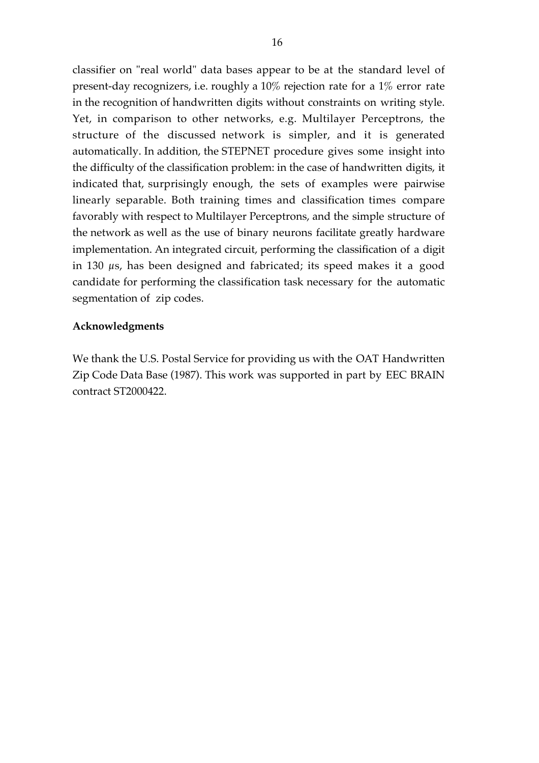classifier on "real world" data bases appear to be at the standard level of present-day recognizers, i.e. roughly a 10% rejection rate for a 1% error rate in the recognition of handwritten digits without constraints on writing style. Yet, in comparison to other networks, e.g. Multilayer Perceptrons, the structure of the discussed network is simpler, and it is generated automatically. In addition, the STEPNET procedure gives some insight into the difficulty of the classification problem: in the case of handwritten digits, it indicated that, surprisingly enough, the sets of examples were pairwise linearly separable. Both training times and classification times compare favorably with respect to Multilayer Perceptrons, and the simple structure of the network as well as the use of binary neurons facilitate greatly hardware implementation. An integrated circuit, performing the classification of a digit in 130 $\mu$s, has been designed and fabricated; its speed makes it a good candidate for performing the classification task necessary for the automatic segmentation of zip codes.

**Acknowledgments**

We thank the U.S. Postal Service for providing us with the OAT Handwritten Zip Code Data Base (1987). This work was supported in part by EEC BRAIN contract ST2000422.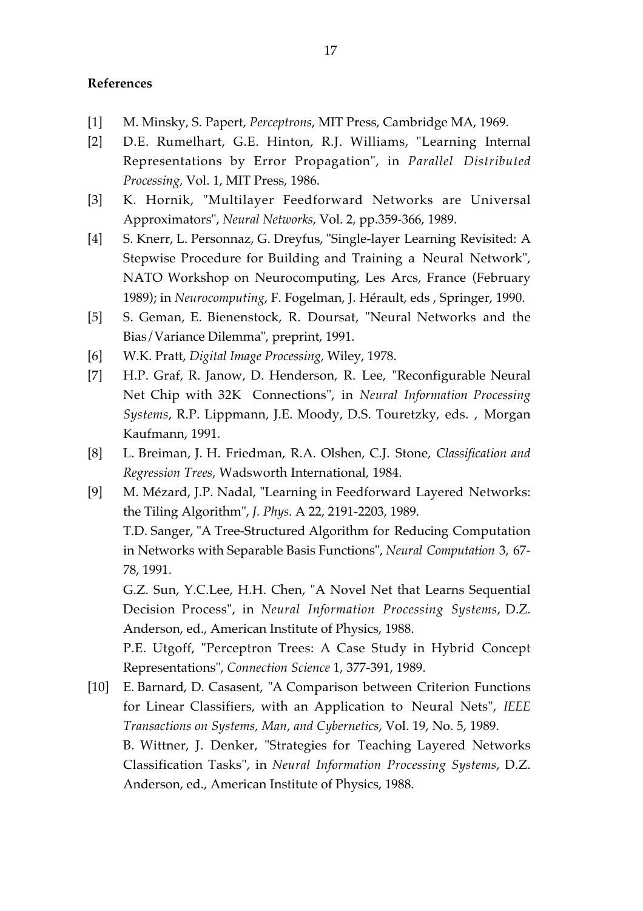**References**

[1] M. Minsky, S. Papert, *Perceptrons*, MIT Press, Cambridge MA, 1969.

[2] D.E. Rumelhart, G.E. Hinton, R.J. Williams, "Learning Internal Representations by Error Propagation", in *Parallel Distributed Processing,* Vol. 1, MIT Press, 1986.

[3] K. Hornik, "Multilayer Feedforward Networks are Universal Approximators", *Neural Networks*, Vol. 2, pp.359-366, 1989.

[4] S. Knerr, L. Personnaz, G. Dreyfus, "Single-layer Learning Revisited: A Stepwise Procedure for Building and Training a Neural Network", NATO Workshop on Neurocomputing, Les Arcs, France (February 1989); in *Neurocomputing*, F. Fogelman, J. Hérault, eds , Springer, 1990.

[5] S. Geman, E. Bienenstock, R. Doursat, "Neural Networks and the Bias/Variance Dilemma", preprint, 1991.

[6] W.K. Pratt, *Digital Image Processing*, Wiley, 1978.

[7] H.P. Graf, R. Janow, D. Henderson, R. Lee, "Reconfigurable Neural Net Chip with 32K Connections", in *Neural Information Processing Systems*, R.P. Lippmann, J.E. Moody, D.S. Touretzky, eds. , Morgan Kaufmann, 1991.

[8] L. Breiman, J. H. Friedman, R.A. Olshen, C.J. Stone, *Classification and Regression Trees*, Wadsworth International, 1984.

[9] M. Mézard, J.P. Nadal, "Learning in Feedforward Layered Networks: the Tiling Algorithm", *J. Phys.* A 22, 2191-2203, 1989.
T.D. Sanger, "A Tree-Structured Algorithm for Reducing Computation in Networks with Separable Basis Functions", *Neural Computation* 3, 67-78, 1991.
G.Z. Sun, Y.C.Lee, H.H. Chen, "A Novel Net that Learns Sequential Decision Process", in *Neural Information Processing Systems*, D.Z. Anderson, ed., American Institute of Physics, 1988.
P.E. Utgoff, "Perceptron Trees: A Case Study in Hybrid Concept Representations", *Connection Science* 1, 377-391, 1989.

[10] E. Barnard, D. Casasent, "A Comparison between Criterion Functions for Linear Classifiers, with an Application to Neural Nets", *IEEE Transactions on Systems, Man, and Cybernetics*, Vol. 19, No. 5, 1989.
B. Wittner, J. Denker, "Strategies for Teaching Layered Networks Classification Tasks", in *Neural Information Processing Systems*, D.Z. Anderson, ed., American Institute of Physics, 1988.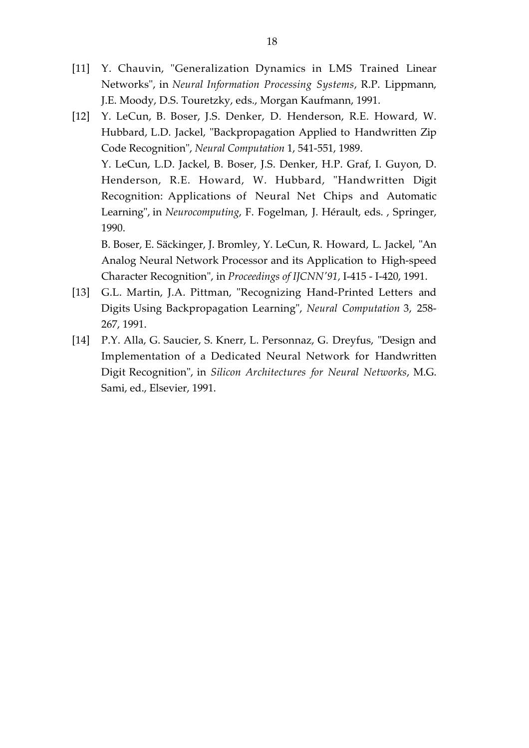[11] Y. Chauvin, "Generalization Dynamics in LMS Trained Linear Networks", in *Neural Information Processing Systems*, R.P. Lippmann, J.E. Moody, D.S. Touretzky, eds., Morgan Kaufmann, 1991.

[12] Y. LeCun, B. Boser, J.S. Denker, D. Henderson, R.E. Howard, W. Hubbard, L.D. Jackel, "Backpropagation Applied to Handwritten Zip Code Recognition", *Neural Computation* 1, 541-551, 1989.

Y. LeCun, L.D. Jackel, B. Boser, J.S. Denker, H.P. Graf, I. Guyon, D. Henderson, R.E. Howard, W. Hubbard, "Handwritten Digit Recognition: Applications of Neural Net Chips and Automatic Learning", in *Neurocomputing*, F. Fogelman, J. Hérault, eds. , Springer, 1990.

B. Boser, E. Säckinger, J. Bromley, Y. LeCun, R. Howard, L. Jackel, "An Analog Neural Network Processor and its Application to High-speed Character Recognition", in *Proceedings of IJCNN'91*, I-415 - I-420, 1991.

[13] G.L. Martin, J.A. Pittman, "Recognizing Hand-Printed Letters and Digits Using Backpropagation Learning", *Neural Computation* 3, 258-267, 1991.

[14] P.Y. Alla, G. Saucier, S. Knerr, L. Personnaz, G. Dreyfus, "Design and Implementation of a Dedicated Neural Network for Handwritten Digit Recognition", in *Silicon Architectures for Neural Networks*, M.G. Sami, ed., Elsevier, 1991.